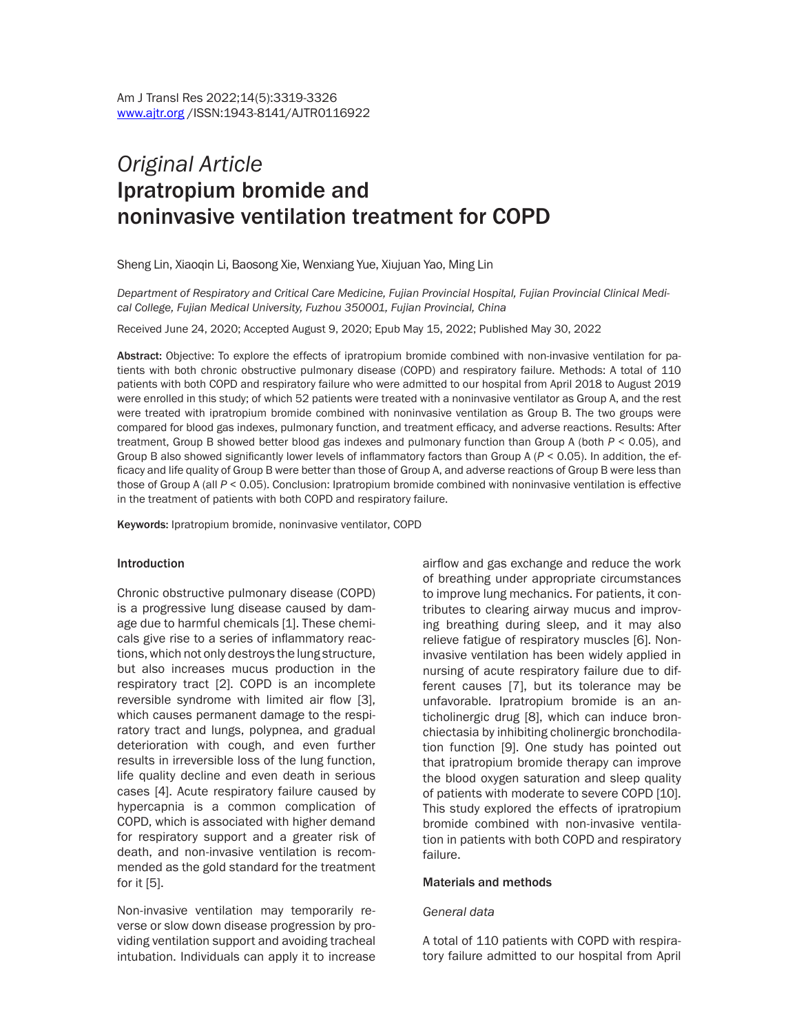*Original Article*

# Ipratropium bromide and noninvasive ventilation treatment for COPD

Sheng Lin, Xiaoqin Li, Baosong Xie, Wenxiang Yue, Xiujuan Yao, Ming Lin

*Department of Respiratory and Critical Care Medicine, Fujian Provincial Hospital, Fujian Provincial Clinical Medical College, Fujian Medical University, Fuzhou 350001, Fujian Provincial, China*

Received June 24, 2020; Accepted August 9, 2020; Epub May 15, 2022; Published May 30, 2022

**Abstract:** Objective: To explore the effects of ipratropium bromide combined with non-invasive ventilation for patients with both chronic obstructive pulmonary disease (COPD) and respiratory failure. Methods: A total of 110 patients with both COPD and respiratory failure who were admitted to our hospital from April 2018 to August 2019 were enrolled in this study; of which 52 patients were treated with a noninvasive ventilator as Group A, and the rest were treated with ipratropium bromide combined with noninvasive ventilation as Group B. The two groups were compared for blood gas indexes, pulmonary function, and treatment efficacy, and adverse reactions. Results: After treatment, Group B showed better blood gas indexes and pulmonary function than Group A (both $P < 0.05$), and Group B also showed significantly lower levels of inflammatory factors than Group A ($P < 0.05$). In addition, the efficacy and life quality of Group B were better than those of Group A, and adverse reactions of Group B were less than those of Group A (all $P < 0.05$). Conclusion: Ipratropium bromide combined with noninvasive ventilation is effective in the treatment of patients with both COPD and respiratory failure.

**Keywords:** Ipratropium bromide, noninvasive ventilator, COPD

## Introduction

Chronic obstructive pulmonary disease (COPD) is a progressive lung disease caused by damage due to harmful chemicals [1]. These chemicals give rise to a series of inflammatory reactions, which not only destroys the lung structure, but also increases mucus production in the respiratory tract [2]. COPD is an incomplete reversible syndrome with limited air flow [3], which causes permanent damage to the respiratory tract and lungs, polypnea, and gradual deterioration with cough, and even further results in irreversible loss of the lung function, life quality decline and even death in serious cases [4]. Acute respiratory failure caused by hypercapnia is a common complication of COPD, which is associated with higher demand for respiratory support and a greater risk of death, and non-invasive ventilation is recommended as the gold standard for the treatment for it [5].

Non-invasive ventilation may temporarily reverse or slow down disease progression by providing ventilation support and avoiding tracheal intubation. Individuals can apply it to increase airflow and gas exchange and reduce the work of breathing under appropriate circumstances to improve lung mechanics. For patients, it contributes to clearing airway mucus and improving breathing during sleep, and it may also relieve fatigue of respiratory muscles [6]. Non-invasive ventilation has been widely applied in nursing of acute respiratory failure due to different causes [7], but its tolerance may be unfavorable. Ipratropium bromide is an anticholinergic drug [8], which can induce bronchiectasia by inhibiting cholinergic bronchodilation function [9]. One study has pointed out that ipratropium bromide therapy can improve the blood oxygen saturation and sleep quality of patients with moderate to severe COPD [10]. This study explored the effects of ipratropium bromide combined with non-invasive ventilation in patients with both COPD and respiratory failure.

## Materials and methods

### *General data*

A total of 110 patients with COPD with respiratory failure admitted to our hospital from April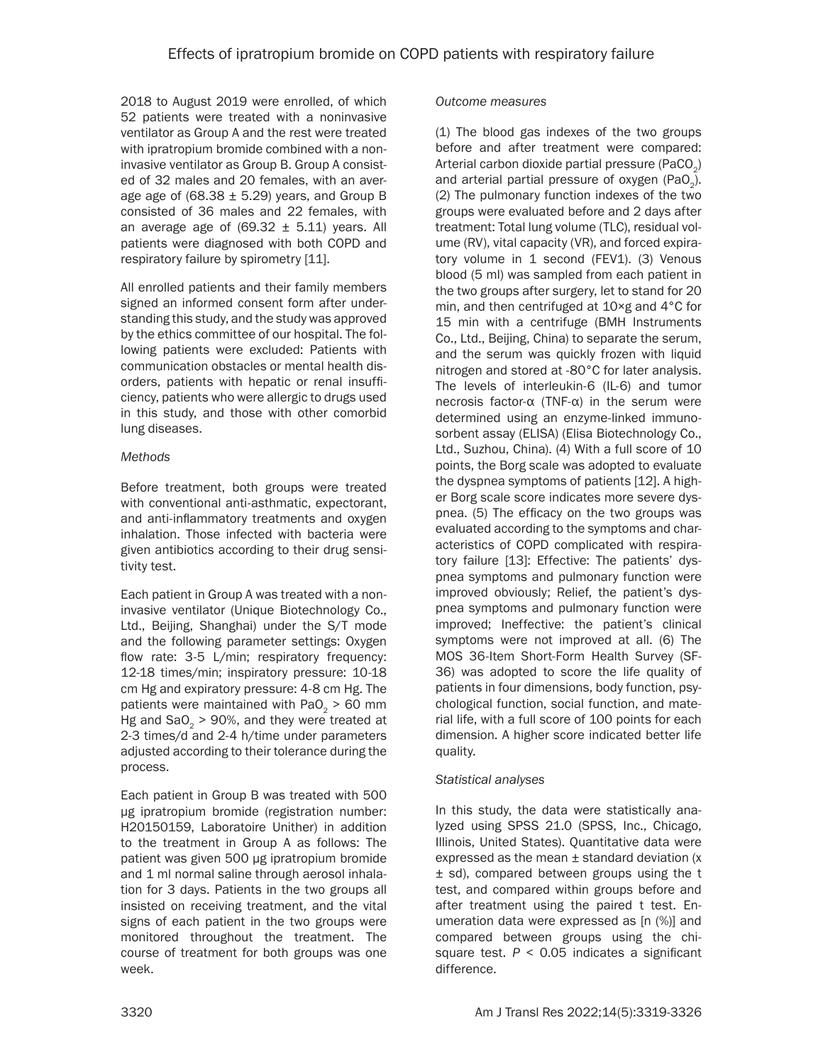2018 to August 2019 were enrolled, of which 52 patients were treated with a noninvasive ventilator as Group A and the rest were treated with ipratropium bromide combined with a noninvasive ventilator as Group B. Group A consisted of 32 males and 20 females, with an average age of (68.38 ± 5.29) years, and Group B consisted of 36 males and 22 females, with an average age of (69.32 ± 5.11) years. All patients were diagnosed with both COPD and respiratory failure by spirometry [11].

All enrolled patients and their family members signed an informed consent form after understanding this study, and the study was approved by the ethics committee of our hospital. The following patients were excluded: Patients with communication obstacles or mental health disorders, patients with hepatic or renal insufficiency, patients who were allergic to drugs used in this study, and those with other comorbid lung diseases.

*Methods*

Before treatment, both groups were treated with conventional anti-asthmatic, expectorant, and anti-inflammatory treatments and oxygen inhalation. Those infected with bacteria were given antibiotics according to their drug sensitivity test.

Each patient in Group A was treated with a noninvasive ventilator (Unique Biotechnology Co., Ltd., Beijing, Shanghai) under the S/T mode and the following parameter settings: Oxygen flow rate: 3-5 L/min; respiratory frequency: 12-18 times/min; inspiratory pressure: 10-18 cm Hg and expiratory pressure: 4-8 cm Hg. The patients were maintained with $PaO_2$ > 60 mm Hg and $SaO_2$ > 90%, and they were treated at 2-3 times/d and 2-4 h/time under parameters adjusted according to their tolerance during the process.

Each patient in Group B was treated with 500 μg ipratropium bromide (registration number: H20150159, Laboratoire Unither) in addition to the treatment in Group A as follows: The patient was given 500 μg ipratropium bromide and 1 ml normal saline through aerosol inhalation for 3 days. Patients in the two groups all insisted on receiving treatment, and the vital signs of each patient in the two groups were monitored throughout the treatment. The course of treatment for both groups was one week.

*Outcome measures*

(1) The blood gas indexes of the two groups before and after treatment were compared: Arterial carbon dioxide partial pressure ($PaCO_2$) and arterial partial pressure of oxygen ($PaO_2$). (2) The pulmonary function indexes of the two groups were evaluated before and 2 days after treatment: Total lung volume (TLC), residual volume (RV), vital capacity (VR), and forced expiratory volume in 1 second (FEV1). (3) Venous blood (5 ml) was sampled from each patient in the two groups after surgery, let to stand for 20 min, and then centrifuged at 10×g and 4°C for 15 min with a centrifuge (BMH Instruments Co., Ltd., Beijing, China) to separate the serum, and the serum was quickly frozen with liquid nitrogen and stored at -80°C for later analysis. The levels of interleukin-6 (IL-6) and tumor necrosis factor-α (TNF-α) in the serum were determined using an enzyme-linked immunosorbent assay (ELISA) (Elisa Biotechnology Co., Ltd., Suzhou, China). (4) With a full score of 10 points, the Borg scale was adopted to evaluate the dyspnea symptoms of patients [12]. A higher Borg scale score indicates more severe dyspnea. (5) The efficacy on the two groups was evaluated according to the symptoms and characteristics of COPD complicated with respiratory failure [13]: Effective: The patients' dyspnea symptoms and pulmonary function were improved obviously; Relief, the patient's dyspnea symptoms and pulmonary function were improved; Ineffective: the patient's clinical symptoms were not improved at all. (6) The MOS 36-Item Short-Form Health Survey (SF-36) was adopted to score the life quality of patients in four dimensions, body function, psychological function, social function, and material life, with a full score of 100 points for each dimension. A higher score indicated better life quality.

*Statistical analyses*

In this study, the data were statistically analyzed using SPSS 21.0 (SPSS, Inc., Chicago, Illinois, United States). Quantitative data were expressed as the mean ± standard deviation (x ± sd), compared between groups using the t test, and compared within groups before and after treatment using the paired t test. Enumeration data were expressed as [n (%)] and compared between groups using the chi-square test. $P < 0.05$ indicates a significant difference.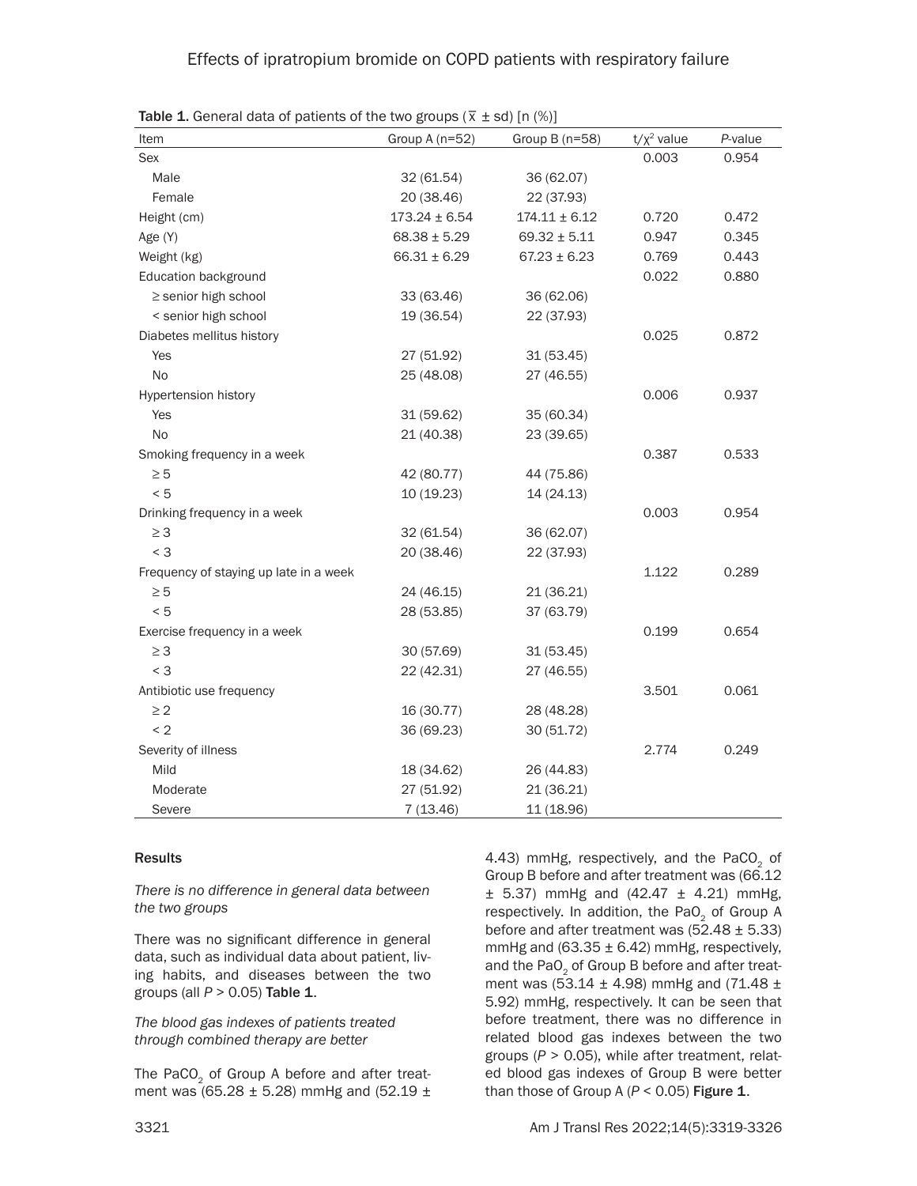**Table 1.** General data of patients of the two groups ($\bar{x} \pm sd$) [n (%)]

| Item | Group A (n=52) | Group B (n=58) | $t/\chi^2$ value | *P*-value |
|---|---|---|---|---|
| Sex | | | 0.003 | 0.954 |
| Male | 32 (61.54) | 36 (62.07) | | |
| Female | 20 (38.46) | 22 (37.93) | | |
| Height (cm) | 173.24 ± 6.54 | 174.11 ± 6.12 | 0.720 | 0.472 |
| Age (Y) | 68.38 ± 5.29 | 69.32 ± 5.11 | 0.947 | 0.345 |
| Weight (kg) | 66.31 ± 6.29 | 67.23 ± 6.23 | 0.769 | 0.443 |
| Education background | | | 0.022 | 0.880 |
| ≥ senior high school | 33 (63.46) | 36 (62.06) | | |
| < senior high school | 19 (36.54) | 22 (37.93) | | |
| Diabetes mellitus history | | | 0.025 | 0.872 |
| Yes | 27 (51.92) | 31 (53.45) | | |
| No | 25 (48.08) | 27 (46.55) | | |
| Hypertension history | | | 0.006 | 0.937 |
| Yes | 31 (59.62) | 35 (60.34) | | |
| No | 21 (40.38) | 23 (39.65) | | |
| Smoking frequency in a week | | | 0.387 | 0.533 |
| ≥ 5 | 42 (80.77) | 44 (75.86) | | |
| < 5 | 10 (19.23) | 14 (24.13) | | |
| Drinking frequency in a week | | | 0.003 | 0.954 |
| ≥ 3 | 32 (61.54) | 36 (62.07) | | |
| < 3 | 20 (38.46) | 22 (37.93) | | |
| Frequency of staying up late in a week | | | 1.122 | 0.289 |
| ≥ 5 | 24 (46.15) | 21 (36.21) | | |
| < 5 | 28 (53.85) | 37 (63.79) | | |
| Exercise frequency in a week | | | 0.199 | 0.654 |
| ≥ 3 | 30 (57.69) | 31 (53.45) | | |
| < 3 | 22 (42.31) | 27 (46.55) | | |
| Antibiotic use frequency | | | 3.501 | 0.061 |
| ≥ 2 | 16 (30.77) | 28 (48.28) | | |
| < 2 | 36 (69.23) | 30 (51.72) | | |
| Severity of illness | | | 2.774 | 0.249 |
| Mild | 18 (34.62) | 26 (44.83) | | |
| Moderate | 27 (51.92) | 21 (36.21) | | |
| Severe | 7 (13.46) | 11 (18.96) | | |

## Results

### *There is no difference in general data between the two groups*

There was no significant difference in general data, such as individual data about patient, living habits, and diseases between the two groups (all $P > 0.05$) **Table 1**.

### *The blood gas indexes of patients treated through combined therapy are better*

The $PaCO_2$ of Group A before and after treatment was (65.28 ± 5.28) mmHg and (52.19 ± 4.43) mmHg, respectively, and the $PaCO_2$ of Group B before and after treatment was (66.12 ± 5.37) mmHg and (42.47 ± 4.21) mmHg, respectively. In addition, the $PaO_2$ of Group A before and after treatment was (52.48 ± 5.33) mmHg and (63.35 ± 6.42) mmHg, respectively, and the $PaO_2$ of Group B before and after treatment was (53.14 ± 4.98) mmHg and (71.48 ± 5.92) mmHg, respectively. It can be seen that before treatment, there was no difference in related blood gas indexes between the two groups ($P > 0.05$), while after treatment, related blood gas indexes of Group B were better than those of Group A ($P < 0.05$) **Figure 1**.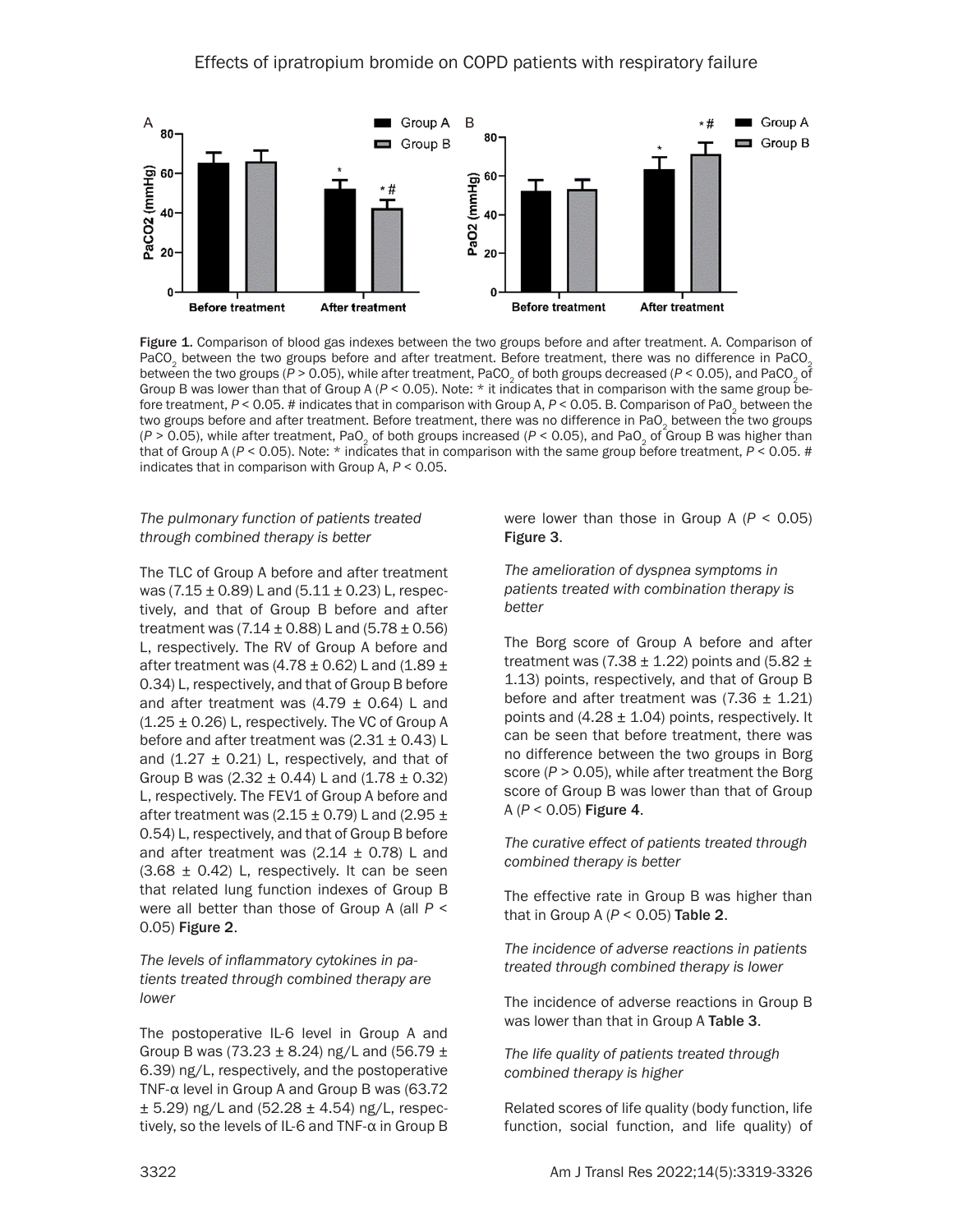Figure 1. Comparison of blood gas indexes between the two groups before and after treatment. A. Comparison of $PaCO_2$ between the two groups before and after treatment. Before treatment, there was no difference in $PaCO_2$ between the two groups ($P > 0.05$), while after treatment, $PaCO_2$ of both groups decreased ($P < 0.05$), and $PaCO_2$ of Group B was lower than that of Group A ($P < 0.05$). Note: * it indicates that in comparison with the same group before treatment, $P < 0.05$. # indicates that in comparison with Group A, $P < 0.05$. B. Comparison of $PaO_2$ between the two groups before and after treatment. Before treatment, there was no difference in $PaO_2$ between the two groups ($P > 0.05$), while after treatment, $PaO_2$ of both groups increased ($P < 0.05$), and $PaO_2$ of Group B was higher than that of Group A ($P < 0.05$). Note: * indicates that in comparison with the same group before treatment, $P < 0.05$. # indicates that in comparison with Group A, $P < 0.05$.

*The pulmonary function of patients treated through combined therapy is better*

The TLC of Group A before and after treatment was (7.15 ± 0.89) L and (5.11 ± 0.23) L, respectively, and that of Group B before and after treatment was (7.14 ± 0.88) L and (5.78 ± 0.56) L, respectively. The RV of Group A before and after treatment was (4.78 ± 0.62) L and (1.89 ± 0.34) L, respectively, and that of Group B before and after treatment was (4.79 ± 0.64) L and (1.25 ± 0.26) L, respectively. The VC of Group A before and after treatment was (2.31 ± 0.43) L and (1.27 ± 0.21) L, respectively, and that of Group B was (2.32 ± 0.44) L and (1.78 ± 0.32) L, respectively. The FEV1 of Group A before and after treatment was (2.15 ± 0.79) L and (2.95 ± 0.54) L, respectively, and that of Group B before and after treatment was (2.14 ± 0.78) L and (3.68 ± 0.42) L, respectively. It can be seen that related lung function indexes of Group B were all better than those of Group A (all $P < 0.05$) **Figure 2**.

*The levels of inflammatory cytokines in patients treated through combined therapy are lower*

The postoperative IL-6 level in Group A and Group B was (73.23 ± 8.24) ng/L and (56.79 ± 6.39) ng/L, respectively, and the postoperative TNF-α level in Group A and Group B was (63.72 ± 5.29) ng/L and (52.28 ± 4.54) ng/L, respectively, so the levels of IL-6 and TNF-α in Group B were lower than those in Group A ($P < 0.05$) **Figure 3**.

*The amelioration of dyspnea symptoms in patients treated with combination therapy is better*

The Borg score of Group A before and after treatment was (7.38 ± 1.22) points and (5.82 ± 1.13) points, respectively, and that of Group B before and after treatment was (7.36 ± 1.21) points and (4.28 ± 1.04) points, respectively. It can be seen that before treatment, there was no difference between the two groups in Borg score ($P > 0.05$), while after treatment the Borg score of Group B was lower than that of Group A ($P < 0.05$) **Figure 4**.

*The curative effect of patients treated through combined therapy is better*

The effective rate in Group B was higher than that in Group A ($P < 0.05$) **Table 2**.

*The incidence of adverse reactions in patients treated through combined therapy is lower*

The incidence of adverse reactions in Group B was lower than that in Group A **Table 3**.

*The life quality of patients treated through combined therapy is higher*

Related scores of life quality (body function, life function, social function, and life quality) of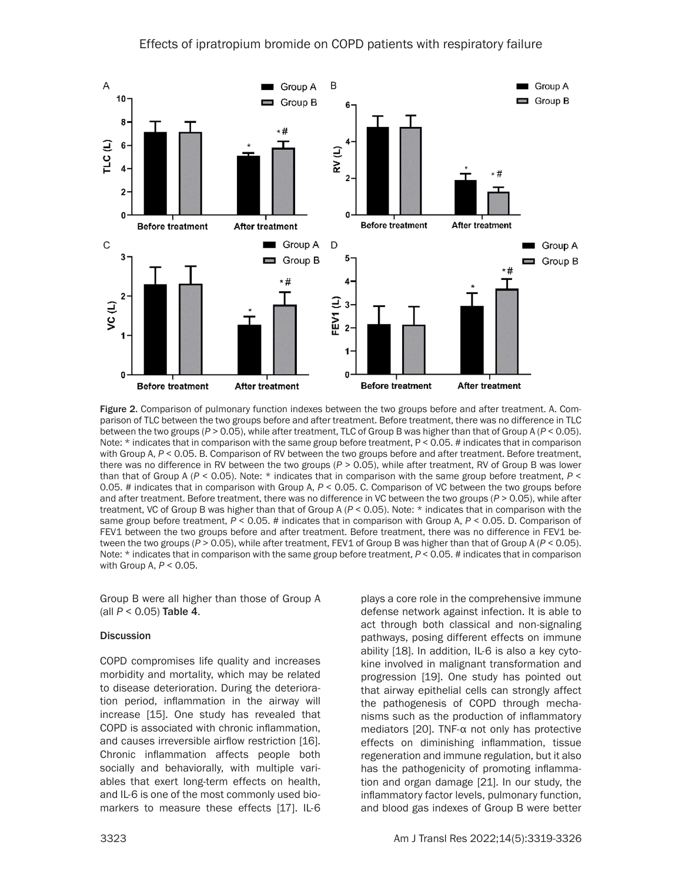Figure 2. Comparison of pulmonary function indexes between the two groups before and after treatment. A. Comparison of TLC between the two groups before and after treatment. Before treatment, there was no difference in TLC between the two groups ($P > 0.05$), while after treatment, TLC of Group B was higher than that of Group A ($P < 0.05$). Note: * indicates that in comparison with the same group before treatment, $P < 0.05$. # indicates that in comparison with Group A, $P < 0.05$. B. Comparison of RV between the two groups before and after treatment. Before treatment, there was no difference in RV between the two groups ($P > 0.05$), while after treatment, RV of Group B was lower than that of Group A ($P < 0.05$). Note: * indicates that in comparison with the same group before treatment, $P < 0.05$. # indicates that in comparison with Group A, $P < 0.05$. C. Comparison of VC between the two groups before and after treatment. Before treatment, there was no difference in VC between the two groups ($P > 0.05$), while after treatment, VC of Group B was higher than that of Group A ($P < 0.05$). Note: * indicates that in comparison with the same group before treatment, $P < 0.05$. # indicates that in comparison with Group A, $P < 0.05$. D. Comparison of FEV1 between the two groups before and after treatment. Before treatment, there was no difference in FEV1 between the two groups ($P > 0.05$), while after treatment, FEV1 of Group B was higher than that of Group A ($P < 0.05$). Note: * indicates that in comparison with the same group before treatment, $P < 0.05$. # indicates that in comparison with Group A, $P < 0.05$.

Group B were all higher than those of Group A (all $P < 0.05$) Table 4.

## Discussion

COPD compromises life quality and increases morbidity and mortality, which may be related to disease deterioration. During the deterioration period, inflammation in the airway will increase [15]. One study has revealed that COPD is associated with chronic inflammation, and causes irreversible airflow restriction [16]. Chronic inflammation affects people both socially and behaviorally, with multiple variables that exert long-term effects on health, and IL-6 is one of the most commonly used biomarkers to measure these effects [17]. IL-6 plays a core role in the comprehensive immune defense network against infection. It is able to act through both classical and non-signaling pathways, posing different effects on immune ability [18]. In addition, IL-6 is also a key cytokine involved in malignant transformation and progression [19]. One study has pointed out that airway epithelial cells can strongly affect the pathogenesis of COPD through mechanisms such as the production of inflammatory mediators [20]. TNF-α not only has protective effects on diminishing inflammation, tissue regeneration and immune regulation, but it also has the pathogenicity of promoting inflammation and organ damage [21]. In our study, the inflammatory factor levels, pulmonary function, and blood gas indexes of Group B were better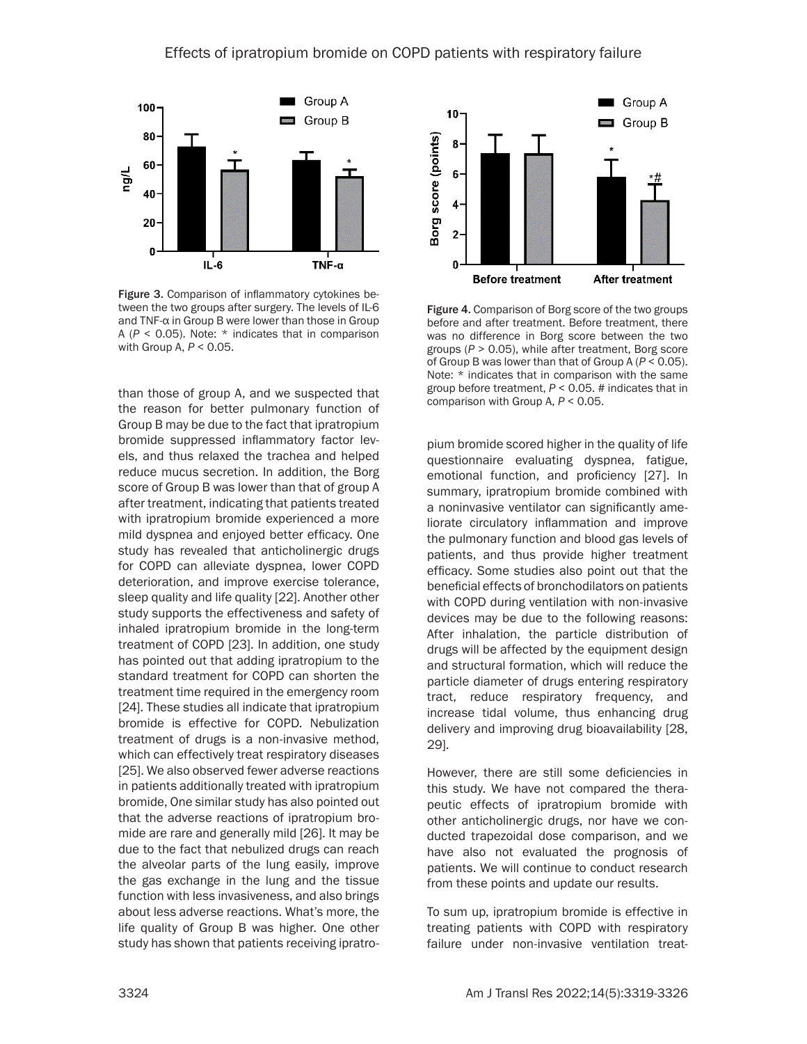Figure 3. Comparison of inflammatory cytokines between the two groups after surgery. The levels of IL-6 and TNF-α in Group B were lower than those in Group A ($P < 0.05$). Note: * indicates that in comparison with Group A, $P < 0.05$.

Figure 4. Comparison of Borg score of the two groups before and after treatment. Before treatment, there was no difference in Borg score between the two groups ($P > 0.05$), while after treatment, Borg score of Group B was lower than that of Group A ($P < 0.05$). Note: * indicates that in comparison with the same group before treatment, $P < 0.05$. # indicates that in comparison with Group A, $P < 0.05$.

than those of group A, and we suspected that the reason for better pulmonary function of Group B may be due to the fact that ipratropium bromide suppressed inflammatory factor levels, and thus relaxed the trachea and helped reduce mucus secretion. In addition, the Borg score of Group B was lower than that of group A after treatment, indicating that patients treated with ipratropium bromide experienced a more mild dyspnea and enjoyed better efficacy. One study has revealed that anticholinergic drugs for COPD can alleviate dyspnea, lower COPD deterioration, and improve exercise tolerance, sleep quality and life quality [22]. Another other study supports the effectiveness and safety of inhaled ipratropium bromide in the long-term treatment of COPD [23]. In addition, one study has pointed out that adding ipratropium to the standard treatment for COPD can shorten the treatment time required in the emergency room [24]. These studies all indicate that ipratropium bromide is effective for COPD. Nebulization treatment of drugs is a non-invasive method, which can effectively treat respiratory diseases [25]. We also observed fewer adverse reactions in patients additionally treated with ipratropium bromide, One similar study has also pointed out that the adverse reactions of ipratropium bromide are rare and generally mild [26]. It may be due to the fact that nebulized drugs can reach the alveolar parts of the lung easily, improve the gas exchange in the lung and the tissue function with less invasiveness, and also brings about less adverse reactions. What's more, the life quality of Group B was higher. One other study has shown that patients receiving ipratropium bromide scored higher in the quality of life questionnaire evaluating dyspnea, fatigue, emotional function, and proficiency [27]. In summary, ipratropium bromide combined with a noninvasive ventilator can significantly ameliorate circulatory inflammation and improve the pulmonary function and blood gas levels of patients, and thus provide higher treatment efficacy. Some studies also point out that the beneficial effects of bronchodilators on patients with COPD during ventilation with non-invasive devices may be due to the following reasons: After inhalation, the particle distribution of drugs will be affected by the equipment design and structural formation, which will reduce the particle diameter of drugs entering respiratory tract, reduce respiratory frequency, and increase tidal volume, thus enhancing drug delivery and improving drug bioavailability [28, 29].

However, there are still some deficiencies in this study. We have not compared the therapeutic effects of ipratropium bromide with other anticholinergic drugs, nor have we conducted trapezoidal dose comparison, and we have also not evaluated the prognosis of patients. We will continue to conduct research from these points and update our results.

To sum up, ipratropium bromide is effective in treating patients with COPD with respiratory failure under non-invasive ventilation treat-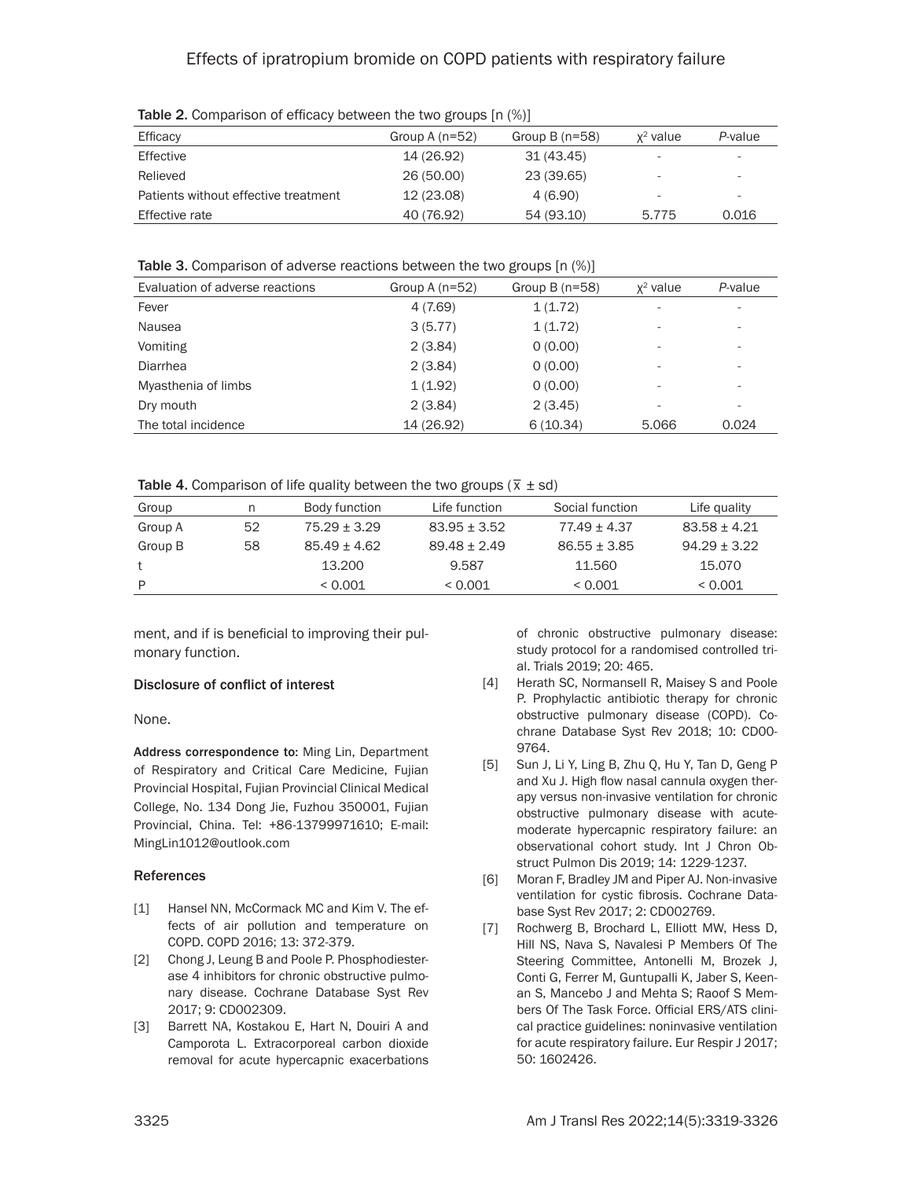**Table 2.** Comparison of efficacy between the two groups [n (%)]

| Efficacy | Group A (n=52) | Group B (n=58) | $\chi^2$ value | *P*-value |
|---|---|---|---|---|
| Effective | 14 (26.92) | 31 (43.45) | - | - |
| Relieved | 26 (50.00) | 23 (39.65) | - | - |
| Patients without effective treatment | 12 (23.08) | 4 (6.90) | - | - |
| Effective rate | 40 (76.92) | 54 (93.10) | 5.775 | 0.016 |

**Table 3.** Comparison of adverse reactions between the two groups [n (%)]

| Evaluation of adverse reactions | Group A (n=52) | Group B (n=58) | $\chi^2$ value | *P*-value |
|---|---|---|---|---|
| Fever | 4 (7.69) | 1 (1.72) | - | - |
| Nausea | 3 (5.77) | 1 (1.72) | - | - |
| Vomiting | 2 (3.84) | 0 (0.00) | - | - |
| Diarrhea | 2 (3.84) | 0 (0.00) | - | - |
| Myasthenia of limbs | 1 (1.92) | 0 (0.00) | - | - |
| Dry mouth | 2 (3.84) | 2 (3.45) | - | - |
| The total incidence | 14 (26.92) | 6 (10.34) | 5.066 | 0.024 |

**Table 4.** Comparison of life quality between the two groups ($\bar{x} \pm sd$)

| Group | n | Body function | Life function | Social function | Life quality |
|---|---|---|---|---|---|
| Group A | 52 | 75.29 ± 3.29 | 83.95 ± 3.52 | 77.49 ± 4.37 | 83.58 ± 4.21 |
| Group B | 58 | 85.49 ± 4.62 | 89.48 ± 2.49 | 86.55 ± 3.85 | 94.29 ± 3.22 |
| t | | 13.200 | 9.587 | 11.560 | 15.070 |
| P | | < 0.001 | < 0.001 | < 0.001 | < 0.001 |

ment, and if is beneficial to improving their pulmonary function.

#### Disclosure of conflict of interest

None.

**Address correspondence to:** Ming Lin, Department of Respiratory and Critical Care Medicine, Fujian Provincial Hospital, Fujian Provincial Clinical Medical College, No. 134 Dong Jie, Fuzhou 350001, Fujian Provincial, China. Tel: +86-13799971610; E-mail: MingLin1012@outlook.com

#### References

[1] Hansel NN, McCormack MC and Kim V. The effects of air pollution and temperature on COPD. COPD 2016; 13: 372-379.

[2] Chong J, Leung B and Poole P. Phosphodiesterase 4 inhibitors for chronic obstructive pulmonary disease. Cochrane Database Syst Rev 2017; 9: CD002309.

[3] Barrett NA, Kostakou E, Hart N, Douiri A and Camporota L. Extracorporeal carbon dioxide removal for acute hypercapnic exacerbations of chronic obstructive pulmonary disease: study protocol for a randomised controlled trial. Trials 2019; 20: 465.

[4] Herath SC, Normansell R, Maisey S and Poole P. Prophylactic antibiotic therapy for chronic obstructive pulmonary disease (COPD). Cochrane Database Syst Rev 2018; 10: CD009764.

[5] Sun J, Li Y, Ling B, Zhu Q, Hu Y, Tan D, Geng P and Xu J. High flow nasal cannula oxygen therapy versus non-invasive ventilation for chronic obstructive pulmonary disease with acute-moderate hypercapnic respiratory failure: an observational cohort study. Int J Chron Obstruct Pulmon Dis 2019; 14: 1229-1237.

[6] Moran F, Bradley JM and Piper AJ. Non-invasive ventilation for cystic fibrosis. Cochrane Database Syst Rev 2017; 2: CD002769.

[7] Rochwerg B, Brochard L, Elliott MW, Hess D, Hill NS, Nava S, Navalesi P Members Of The Steering Committee, Antonelli M, Brozek J, Conti G, Ferrer M, Guntupalli K, Jaber S, Keenan S, Mancebo J and Mehta S; Raoof S Members Of The Task Force. Official ERS/ATS clinical practice guidelines: noninvasive ventilation for acute respiratory failure. Eur Respir J 2017; 50: 1602426.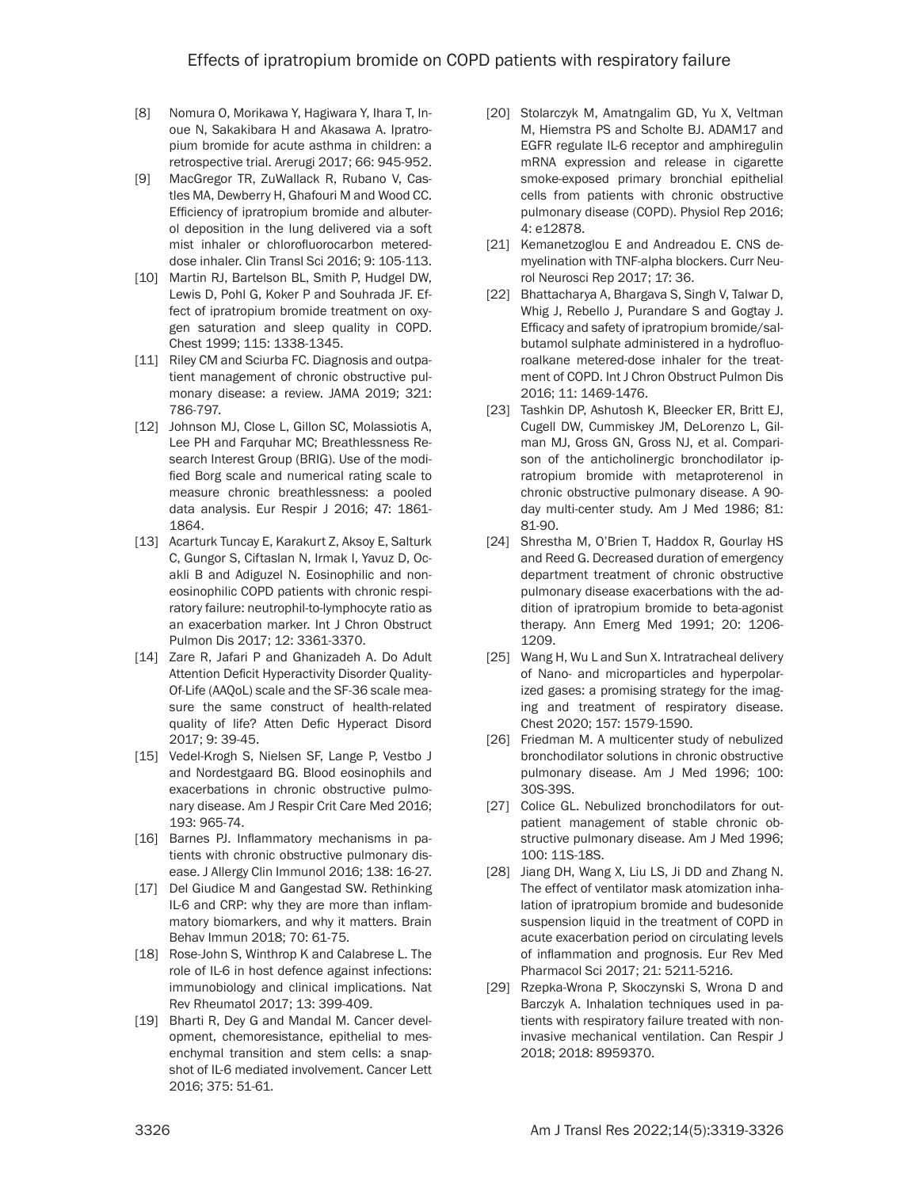[8] Nomura O, Morikawa Y, Hagiwara Y, Ihara T, Inoue N, Sakakibara H and Akasawa A. Ipratropium bromide for acute asthma in children: a retrospective trial. Arerugi 2017; 66: 945-952.

[9] MacGregor TR, ZuWallack R, Rubano V, Castles MA, Dewberry H, Ghafouri M and Wood CC. Efficiency of ipratropium bromide and albuterol deposition in the lung delivered via a soft mist inhaler or chlorofluorocarbon metered-dose inhaler. Clin Transl Sci 2016; 9: 105-113.

[10] Martin RJ, Bartelson BL, Smith P, Hudgel DW, Lewis D, Pohl G, Koker P and Souhrada JF. Effect of ipratropium bromide treatment on oxygen saturation and sleep quality in COPD. Chest 1999; 115: 1338-1345.

[11] Riley CM and Sciurba FC. Diagnosis and outpatient management of chronic obstructive pulmonary disease: a review. JAMA 2019; 321: 786-797.

[12] Johnson MJ, Close L, Gillon SC, Molassiotis A, Lee PH and Farquhar MC; Breathlessness Research Interest Group (BRIG). Use of the modified Borg scale and numerical rating scale to measure chronic breathlessness: a pooled data analysis. Eur Respir J 2016; 47: 1861-1864.

[13] Acarturk Tuncay E, Karakurt Z, Aksoy E, Salturk C, Gungor S, Ciftaslan N, Irmak I, Yavuz D, Ocakli B and Adiguzel N. Eosinophilic and non-eosinophilic COPD patients with chronic respiratory failure: neutrophil-to-lymphocyte ratio as an exacerbation marker. Int J Chron Obstruct Pulmon Dis 2017; 12: 3361-3370.

[14] Zare R, Jafari P and Ghanizadeh A. Do Adult Attention Deficit Hyperactivity Disorder Quality-Of-Life (AAQoL) scale and the SF-36 scale measure the same construct of health-related quality of life? Atten Defic Hyperact Disord 2017; 9: 39-45.

[15] Vedel-Krogh S, Nielsen SF, Lange P, Vestbo J and Nordestgaard BG. Blood eosinophils and exacerbations in chronic obstructive pulmonary disease. Am J Respir Crit Care Med 2016; 193: 965-74.

[16] Barnes PJ. Inflammatory mechanisms in patients with chronic obstructive pulmonary disease. J Allergy Clin Immunol 2016; 138: 16-27.

[17] Del Giudice M and Gangestad SW. Rethinking IL-6 and CRP: why they are more than inflammatory biomarkers, and why it matters. Brain Behav Immun 2018; 70: 61-75.

[18] Rose-John S, Winthrop K and Calabrese L. The role of IL-6 in host defence against infections: immunobiology and clinical implications. Nat Rev Rheumatol 2017; 13: 399-409.

[19] Bharti R, Dey G and Mandal M. Cancer development, chemoresistance, epithelial to mesenchymal transition and stem cells: a snapshot of IL-6 mediated involvement. Cancer Lett 2016; 375: 51-61.

[20] Stolarczyk M, Amatngalim GD, Yu X, Veltman M, Hiemstra PS and Scholte BJ. ADAM17 and EGFR regulate IL-6 receptor and amphiregulin mRNA expression and release in cigarette smoke-exposed primary bronchial epithelial cells from patients with chronic obstructive pulmonary disease (COPD). Physiol Rep 2016; 4: e12878.

[21] Kemanetzoglou E and Andreadou E. CNS demyelination with TNF-alpha blockers. Curr Neurol Neurosci Rep 2017; 17: 36.

[22] Bhattacharya A, Bhargava S, Singh V, Talwar D, Whig J, Rebello J, Purandare S and Gogtay J. Efficacy and safety of ipratropium bromide/salbutamol sulphate administered in a hydrofluoroalkane metered-dose inhaler for the treatment of COPD. Int J Chron Obstruct Pulmon Dis 2016; 11: 1469-1476.

[23] Tashkin DP, Ashutosh K, Bleecker ER, Britt EJ, Cugell DW, Cummiskey JM, DeLorenzo L, Gilman MJ, Gross GN, Gross NJ, et al. Comparison of the anticholinergic bronchodilator ipratropium bromide with metaproterenol in chronic obstructive pulmonary disease. A 90-day multi-center study. Am J Med 1986; 81: 81-90.

[24] Shrestha M, O'Brien T, Haddox R, Gourlay HS and Reed G. Decreased duration of emergency department treatment of chronic obstructive pulmonary disease exacerbations with the addition of ipratropium bromide to beta-agonist therapy. Ann Emerg Med 1991; 20: 1206-1209.

[25] Wang H, Wu L and Sun X. Intratracheal delivery of Nano- and microparticles and hyperpolarized gases: a promising strategy for the imaging and treatment of respiratory disease. Chest 2020; 157: 1579-1590.

[26] Friedman M. A multicenter study of nebulized bronchodilator solutions in chronic obstructive pulmonary disease. Am J Med 1996; 100: 30S-39S.

[27] Colice GL. Nebulized bronchodilators for outpatient management of stable chronic obstructive pulmonary disease. Am J Med 1996; 100: 11S-18S.

[28] Jiang DH, Wang X, Liu LS, Ji DD and Zhang N. The effect of ventilator mask atomization inhalation of ipratropium bromide and budesonide suspension liquid in the treatment of COPD in acute exacerbation period on circulating levels of inflammation and prognosis. Eur Rev Med Pharmacol Sci 2017; 21: 5211-5216.

[29] Rzepka-Wrona P, Skoczynski S, Wrona D and Barczyk A. Inhalation techniques used in patients with respiratory failure treated with noninvasive mechanical ventilation. Can Respir J 2018; 2018: 8959370.